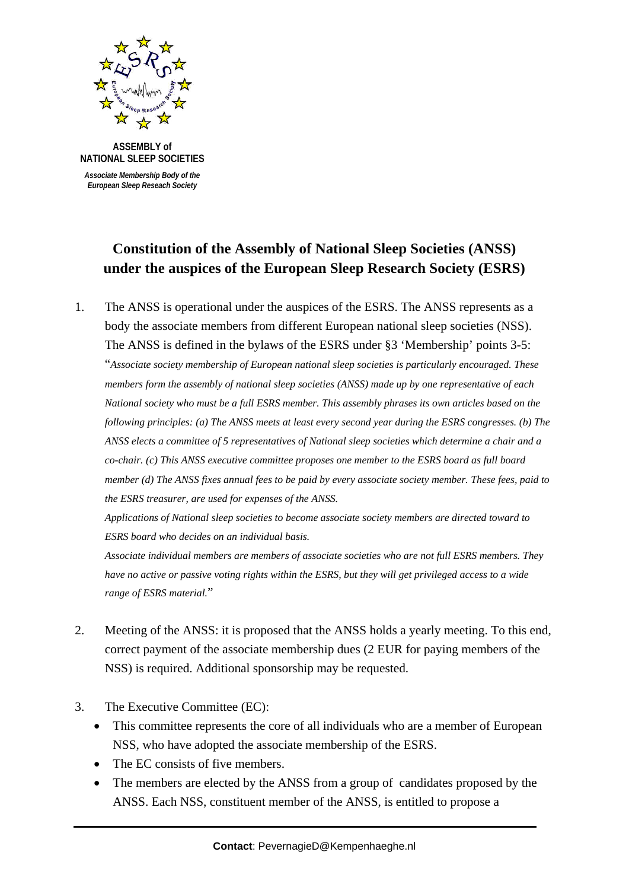**ASSEMBLY of NATIONAL SLEEP SOCIETIES**

*Associate Membership Body of the European Sleep Reseach Society*

# Constitution of the Assembly of National Sleep Societies (ANSS) under the auspices of the European Sleep Research Society (ESRS)

1. The ANSS is operational under the auspices of the ESRS. The ANSS represents as a body the associate members from different European national sleep societies (NSS). The ANSS is defined in the bylaws of the ESRS under §3 'Membership' points 3-5: "*Associate society membership of European national sleep societies is particularly encouraged. These members form the assembly of national sleep societies (ANSS) made up by one representative of each National society who must be a full ESRS member. This assembly phrases its own articles based on the following principles: (a) The ANSS meets at least every second year during the ESRS congresses. (b) The ANSS elects a committee of 5 representatives of National sleep societies which determine a chair and a co-chair. (c) This ANSS executive committee proposes one member to the ESRS board as full board member (d) The ANSS fixes annual fees to be paid by every associate society member. These fees, paid to the ESRS treasurer, are used for expenses of the ANSS.*

   *Applications of National sleep societies to become associate society members are directed toward to ESRS board who decides on an individual basis.*

   *Associate individual members are members of associate societies who are not full ESRS members. They have no active or passive voting rights within the ESRS, but they will get privileged access to a wide range of ESRS material.*"

2. Meeting of the ANSS: it is proposed that the ANSS holds a yearly meeting. To this end, correct payment of the associate membership dues (2 EUR for paying members of the NSS) is required. Additional sponsorship may be requested.

3. The Executive Committee (EC):
   - This committee represents the core of all individuals who are a member of European NSS, who have adopted the associate membership of the ESRS.
   - The EC consists of five members.
   - The members are elected by the ANSS from a group of candidates proposed by the ANSS. Each NSS, constituent member of the ANSS, is entitled to propose a

**Contact**: PevernagieD@Kempenhaeghe.nl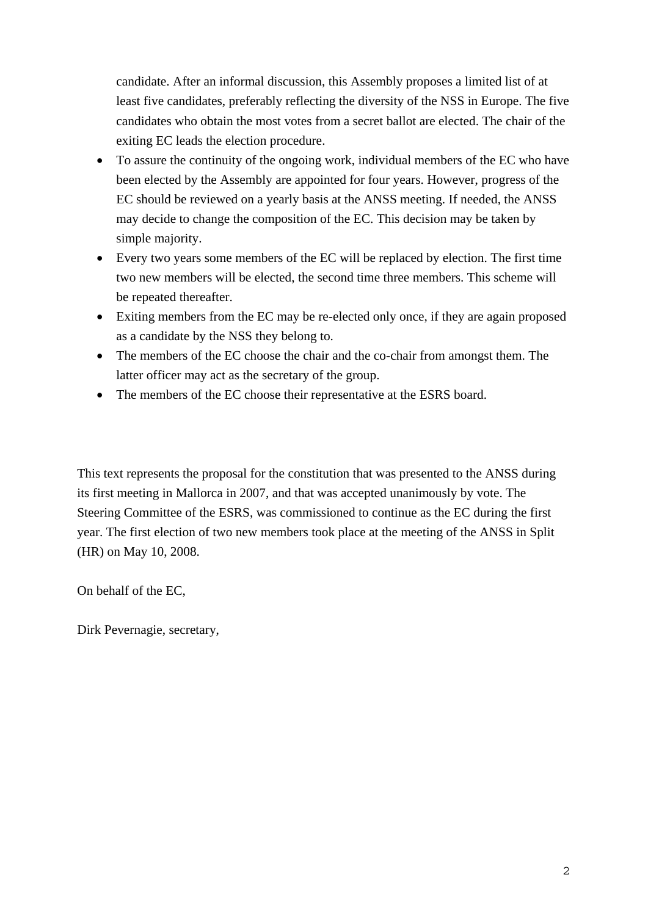candidate. After an informal discussion, this Assembly proposes a limited list of at least five candidates, preferably reflecting the diversity of the NSS in Europe. The five candidates who obtain the most votes from a secret ballot are elected. The chair of the exiting EC leads the election procedure.

- To assure the continuity of the ongoing work, individual members of the EC who have been elected by the Assembly are appointed for four years. However, progress of the EC should be reviewed on a yearly basis at the ANSS meeting. If needed, the ANSS may decide to change the composition of the EC. This decision may be taken by simple majority.
- Every two years some members of the EC will be replaced by election. The first time two new members will be elected, the second time three members. This scheme will be repeated thereafter.
- Exiting members from the EC may be re-elected only once, if they are again proposed as a candidate by the NSS they belong to.
- The members of the EC choose the chair and the co-chair from amongst them. The latter officer may act as the secretary of the group.
- The members of the EC choose their representative at the ESRS board.

This text represents the proposal for the constitution that was presented to the ANSS during its first meeting in Mallorca in 2007, and that was accepted unanimously by vote. The Steering Committee of the ESRS, was commissioned to continue as the EC during the first year. The first election of two new members took place at the meeting of the ANSS in Split (HR) on May 10, 2008.

On behalf of the EC,

Dirk Pevernagie, secretary,